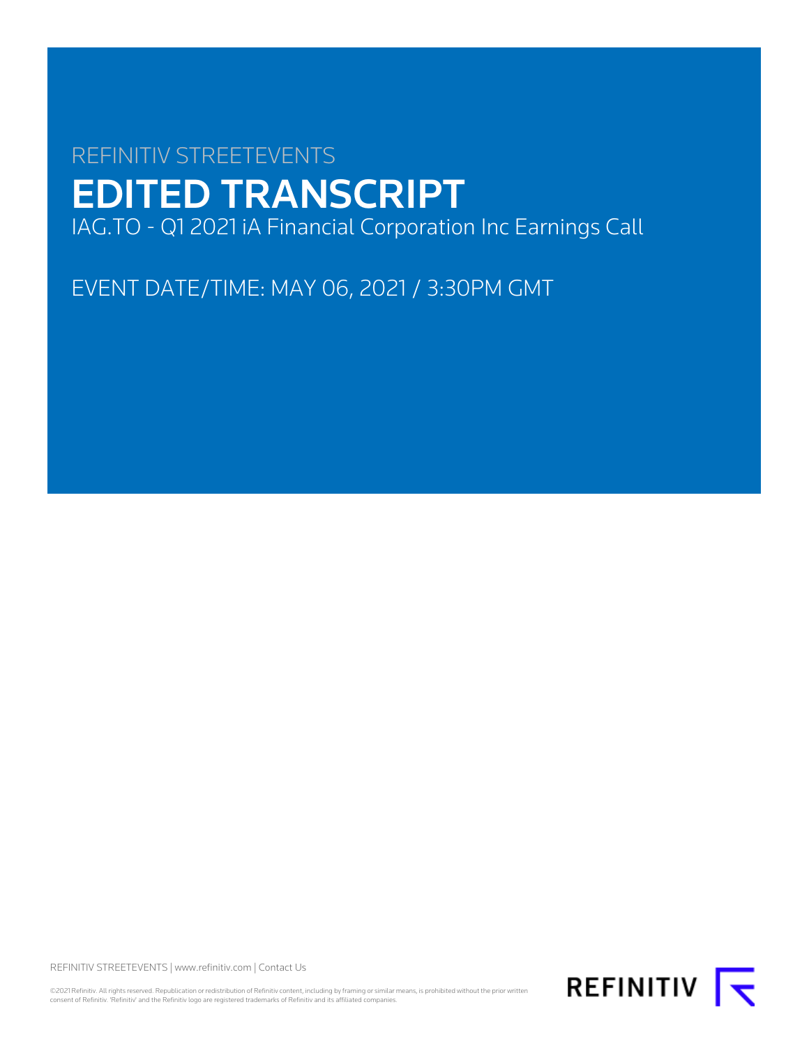REFINITIV STREETEVENTS

# EDITED TRANSCRIPT

IAG.TO - Q1 2021 iA Financial Corporation Inc Earnings Call

EVENT DATE/TIME: MAY 06, 2021 / 3:30PM GMT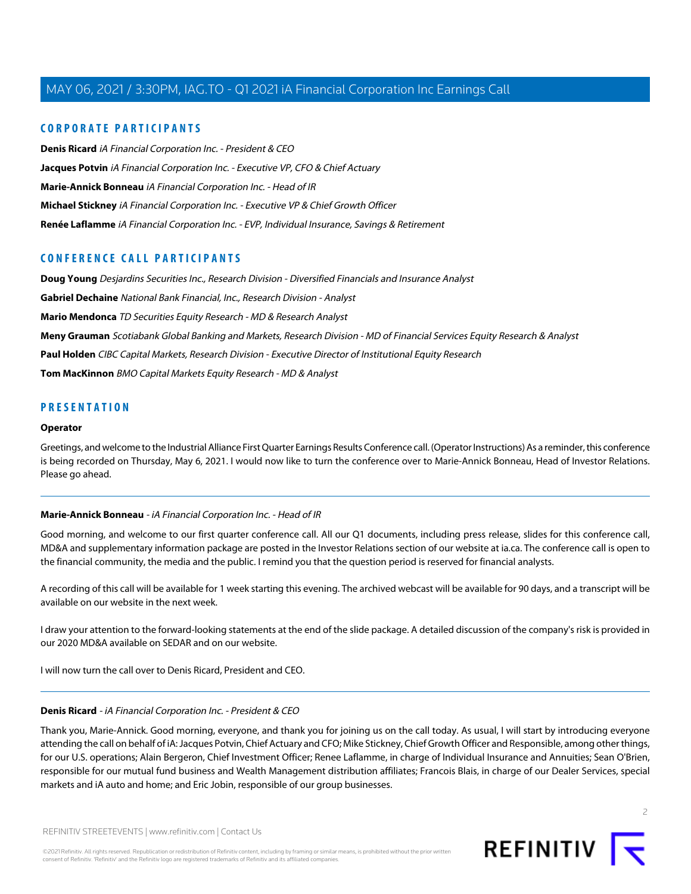## CORPORATE PARTICIPANTS

**Denis Ricard** *iA Financial Corporation Inc. - President & CEO*

**Jacques Potvin** *iA Financial Corporation Inc. - Executive VP, CFO & Chief Actuary*

**Marie-Annick Bonneau** *iA Financial Corporation Inc. - Head of IR*

**Michael Stickney** *iA Financial Corporation Inc. - Executive VP & Chief Growth Officer*

**Renée Laflamme** *iA Financial Corporation Inc. - EVP, Individual Insurance, Savings & Retirement*

## CONFERENCE CALL PARTICIPANTS

**Doug Young** *Desjardins Securities Inc., Research Division - Diversified Financials and Insurance Analyst*

**Gabriel Dechaine** *National Bank Financial, Inc., Research Division - Analyst*

**Mario Mendonca** *TD Securities Equity Research - MD & Research Analyst*

**Meny Grauman** *Scotiabank Global Banking and Markets, Research Division - MD of Financial Services Equity Research & Analyst*

**Paul Holden** *CIBC Capital Markets, Research Division - Executive Director of Institutional Equity Research*

**Tom MacKinnon** *BMO Capital Markets Equity Research - MD & Analyst*

## PRESENTATION

**Operator**

Greetings, and welcome to the Industrial Alliance First Quarter Earnings Results Conference call. (Operator Instructions) As a reminder, this conference is being recorded on Thursday, May 6, 2021. I would now like to turn the conference over to Marie-Annick Bonneau, Head of Investor Relations. Please go ahead.

---

**Marie-Annick Bonneau** - *iA Financial Corporation Inc. - Head of IR*

Good morning, and welcome to our first quarter conference call. All our Q1 documents, including press release, slides for this conference call, MD&A and supplementary information package are posted in the Investor Relations section of our website at ia.ca. The conference call is open to the financial community, the media and the public. I remind you that the question period is reserved for financial analysts.

A recording of this call will be available for 1 week starting this evening. The archived webcast will be available for 90 days, and a transcript will be available on our website in the next week.

I draw your attention to the forward-looking statements at the end of the slide package. A detailed discussion of the company's risk is provided in our 2020 MD&A available on SEDAR and on our website.

I will now turn the call over to Denis Ricard, President and CEO.

---

**Denis Ricard** - *iA Financial Corporation Inc. - President & CEO*

Thank you, Marie-Annick. Good morning, everyone, and thank you for joining us on the call today. As usual, I will start by introducing everyone attending the call on behalf of iA: Jacques Potvin, Chief Actuary and CFO; Mike Stickney, Chief Growth Officer and Responsible, among other things, for our U.S. operations; Alain Bergeron, Chief Investment Officer; Renee Laflamme, in charge of Individual Insurance and Annuities; Sean O'Brien, responsible for our mutual fund business and Wealth Management distribution affiliates; Francois Blais, in charge of our Dealer Services, special markets and iA auto and home; and Eric Jobin, responsible of our group businesses.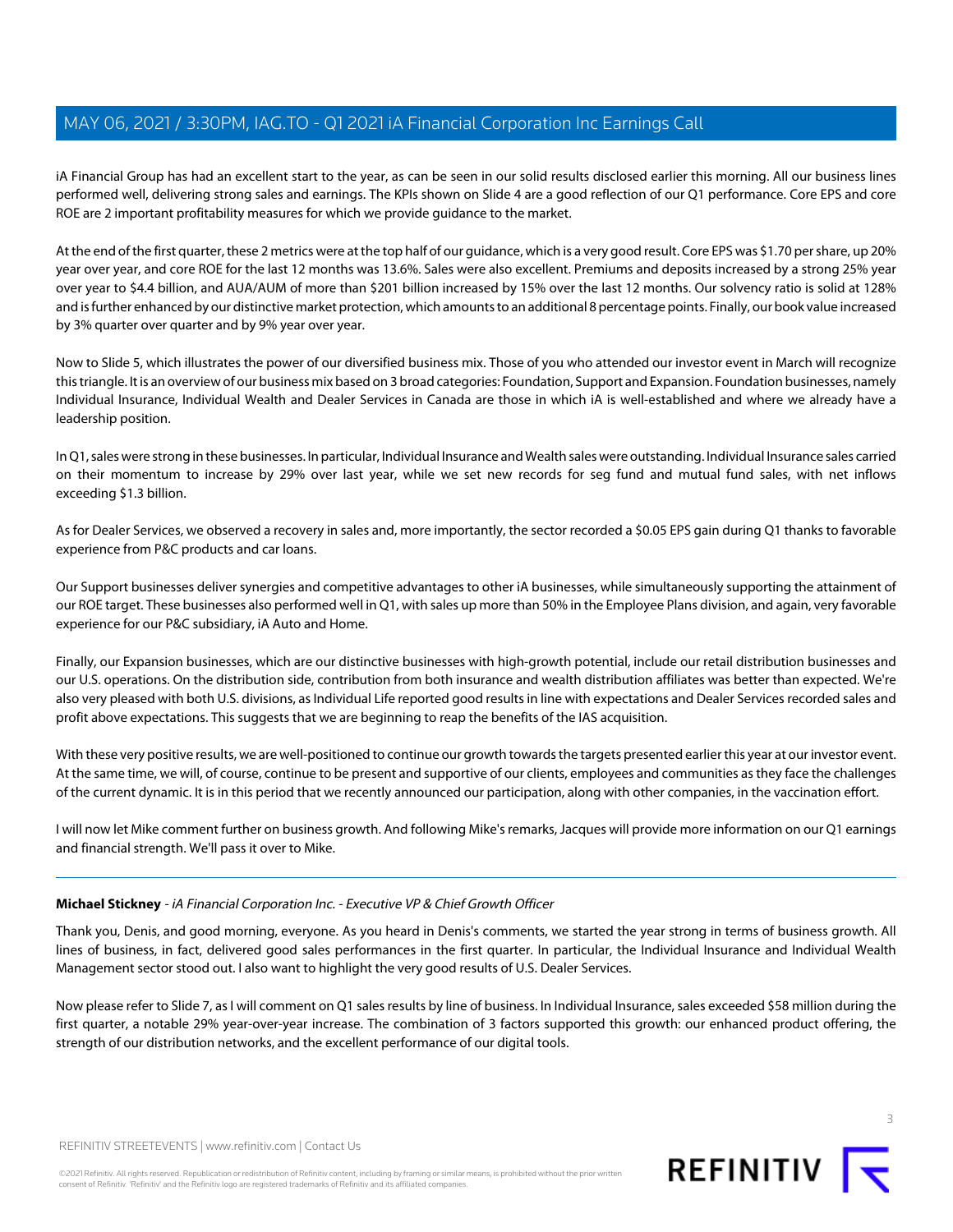iA Financial Group has had an excellent start to the year, as can be seen in our solid results disclosed earlier this morning. All our business lines performed well, delivering strong sales and earnings. The KPIs shown on Slide 4 are a good reflection of our Q1 performance. Core EPS and core ROE are 2 important profitability measures for which we provide guidance to the market.

At the end of the first quarter, these 2 metrics were at the top half of our guidance, which is a very good result. Core EPS was $1.70 per share, up 20% year over year, and core ROE for the last 12 months was 13.6%. Sales were also excellent. Premiums and deposits increased by a strong 25% year over year to $4.4 billion, and AUA/AUM of more than $201 billion increased by 15% over the last 12 months. Our solvency ratio is solid at 128% and is further enhanced by our distinctive market protection, which amounts to an additional 8 percentage points. Finally, our book value increased by 3% quarter over quarter and by 9% year over year.

Now to Slide 5, which illustrates the power of our diversified business mix. Those of you who attended our investor event in March will recognize this triangle. It is an overview of our business mix based on 3 broad categories: Foundation, Support and Expansion. Foundation businesses, namely Individual Insurance, Individual Wealth and Dealer Services in Canada are those in which iA is well-established and where we already have a leadership position.

In Q1, sales were strong in these businesses. In particular, Individual Insurance and Wealth sales were outstanding. Individual Insurance sales carried on their momentum to increase by 29% over last year, while we set new records for seg fund and mutual fund sales, with net inflows exceeding $1.3 billion.

As for Dealer Services, we observed a recovery in sales and, more importantly, the sector recorded a $0.05 EPS gain during Q1 thanks to favorable experience from P&C products and car loans.

Our Support businesses deliver synergies and competitive advantages to other iA businesses, while simultaneously supporting the attainment of our ROE target. These businesses also performed well in Q1, with sales up more than 50% in the Employee Plans division, and again, very favorable experience for our P&C subsidiary, iA Auto and Home.

Finally, our Expansion businesses, which are our distinctive businesses with high-growth potential, include our retail distribution businesses and our U.S. operations. On the distribution side, contribution from both insurance and wealth distribution affiliates was better than expected. We're also very pleased with both U.S. divisions, as Individual Life reported good results in line with expectations and Dealer Services recorded sales and profit above expectations. This suggests that we are beginning to reap the benefits of the IAS acquisition.

With these very positive results, we are well-positioned to continue our growth towards the targets presented earlier this year at our investor event. At the same time, we will, of course, continue to be present and supportive of our clients, employees and communities as they face the challenges of the current dynamic. It is in this period that we recently announced our participation, along with other companies, in the vaccination effort.

I will now let Mike comment further on business growth. And following Mike's remarks, Jacques will provide more information on our Q1 earnings and financial strength. We'll pass it over to Mike.

---

**Michael Stickney** - *iA Financial Corporation Inc. - Executive VP & Chief Growth Officer*

Thank you, Denis, and good morning, everyone. As you heard in Denis's comments, we started the year strong in terms of business growth. All lines of business, in fact, delivered good sales performances in the first quarter. In particular, the Individual Insurance and Individual Wealth Management sector stood out. I also want to highlight the very good results of U.S. Dealer Services.

Now please refer to Slide 7, as I will comment on Q1 sales results by line of business. In Individual Insurance, sales exceeded $58 million during the first quarter, a notable 29% year-over-year increase. The combination of 3 factors supported this growth: our enhanced product offering, the strength of our distribution networks, and the excellent performance of our digital tools.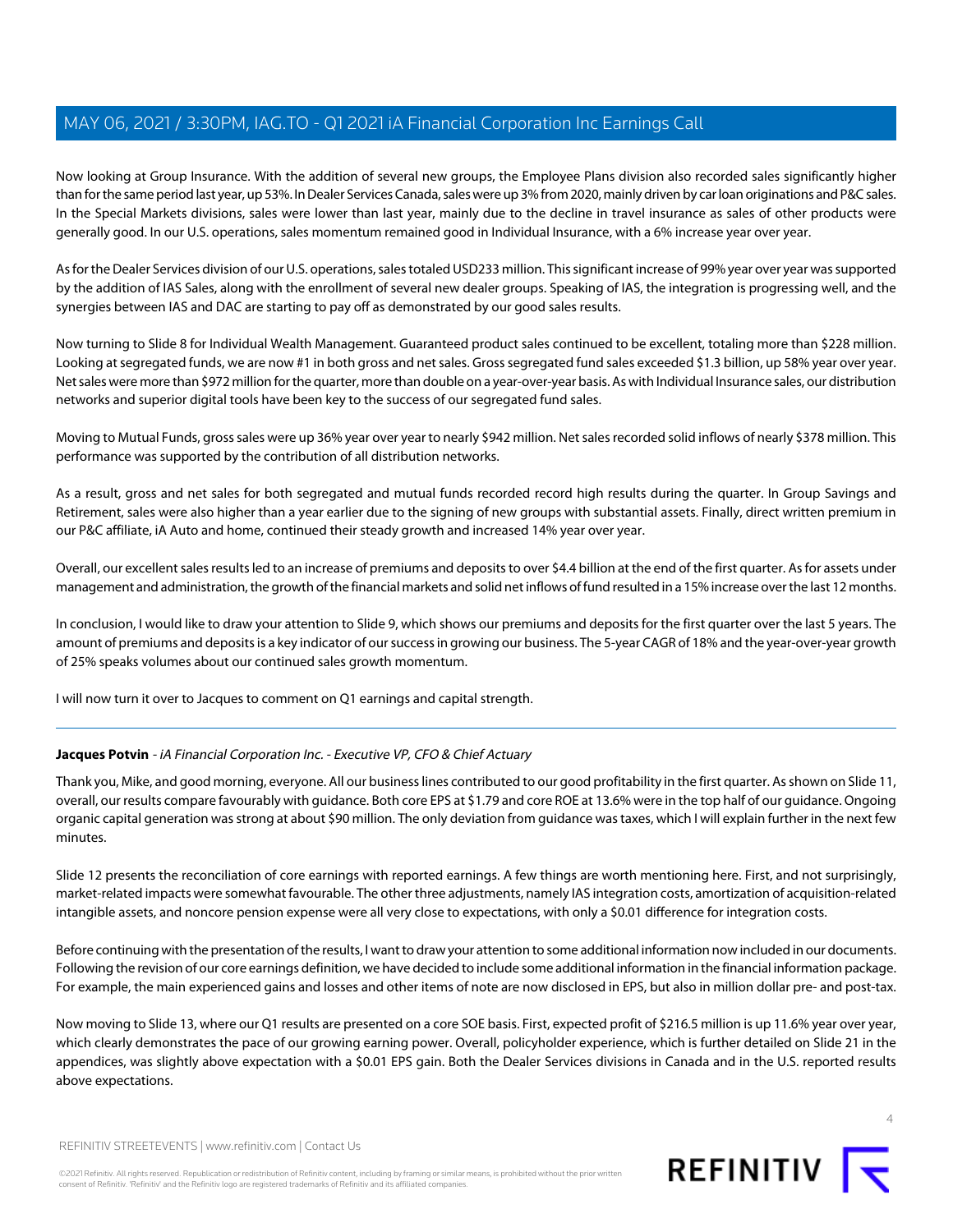Now looking at Group Insurance. With the addition of several new groups, the Employee Plans division also recorded sales significantly higher than for the same period last year, up 53%. In Dealer Services Canada, sales were up 3% from 2020, mainly driven by car loan originations and P&C sales. In the Special Markets divisions, sales were lower than last year, mainly due to the decline in travel insurance as sales of other products were generally good. In our U.S. operations, sales momentum remained good in Individual Insurance, with a 6% increase year over year.

As for the Dealer Services division of our U.S. operations, sales totaled USD233 million. This significant increase of 99% year over year was supported by the addition of IAS Sales, along with the enrollment of several new dealer groups. Speaking of IAS, the integration is progressing well, and the synergies between IAS and DAC are starting to pay off as demonstrated by our good sales results.

Now turning to Slide 8 for Individual Wealth Management. Guaranteed product sales continued to be excellent, totaling more than $228 million. Looking at segregated funds, we are now #1 in both gross and net sales. Gross segregated fund sales exceeded $1.3 billion, up 58% year over year. Net sales were more than $972 million for the quarter, more than double on a year-over-year basis. As with Individual Insurance sales, our distribution networks and superior digital tools have been key to the success of our segregated fund sales.

Moving to Mutual Funds, gross sales were up 36% year over year to nearly $942 million. Net sales recorded solid inflows of nearly $378 million. This performance was supported by the contribution of all distribution networks.

As a result, gross and net sales for both segregated and mutual funds recorded record high results during the quarter. In Group Savings and Retirement, sales were also higher than a year earlier due to the signing of new groups with substantial assets. Finally, direct written premium in our P&C affiliate, iA Auto and home, continued their steady growth and increased 14% year over year.

Overall, our excellent sales results led to an increase of premiums and deposits to over $4.4 billion at the end of the first quarter. As for assets under management and administration, the growth of the financial markets and solid net inflows of fund resulted in a 15% increase over the last 12 months.

In conclusion, I would like to draw your attention to Slide 9, which shows our premiums and deposits for the first quarter over the last 5 years. The amount of premiums and deposits is a key indicator of our success in growing our business. The 5-year CAGR of 18% and the year-over-year growth of 25% speaks volumes about our continued sales growth momentum.

I will now turn it over to Jacques to comment on Q1 earnings and capital strength.

---

**Jacques Potvin** - *iA Financial Corporation Inc. - Executive VP, CFO & Chief Actuary*

Thank you, Mike, and good morning, everyone. All our business lines contributed to our good profitability in the first quarter. As shown on Slide 11, overall, our results compare favourably with guidance. Both core EPS at $1.79 and core ROE at 13.6% were in the top half of our guidance. Ongoing organic capital generation was strong at about $90 million. The only deviation from guidance was taxes, which I will explain further in the next few minutes.

Slide 12 presents the reconciliation of core earnings with reported earnings. A few things are worth mentioning here. First, and not surprisingly, market-related impacts were somewhat favourable. The other three adjustments, namely IAS integration costs, amortization of acquisition-related intangible assets, and noncore pension expense were all very close to expectations, with only a $0.01 difference for integration costs.

Before continuing with the presentation of the results, I want to draw your attention to some additional information now included in our documents. Following the revision of our core earnings definition, we have decided to include some additional information in the financial information package. For example, the main experienced gains and losses and other items of note are now disclosed in EPS, but also in million dollar pre- and post-tax.

Now moving to Slide 13, where our Q1 results are presented on a core SOE basis. First, expected profit of $216.5 million is up 11.6% year over year, which clearly demonstrates the pace of our growing earning power. Overall, policyholder experience, which is further detailed on Slide 21 in the appendices, was slightly above expectation with a $0.01 EPS gain. Both the Dealer Services divisions in Canada and in the U.S. reported results above expectations.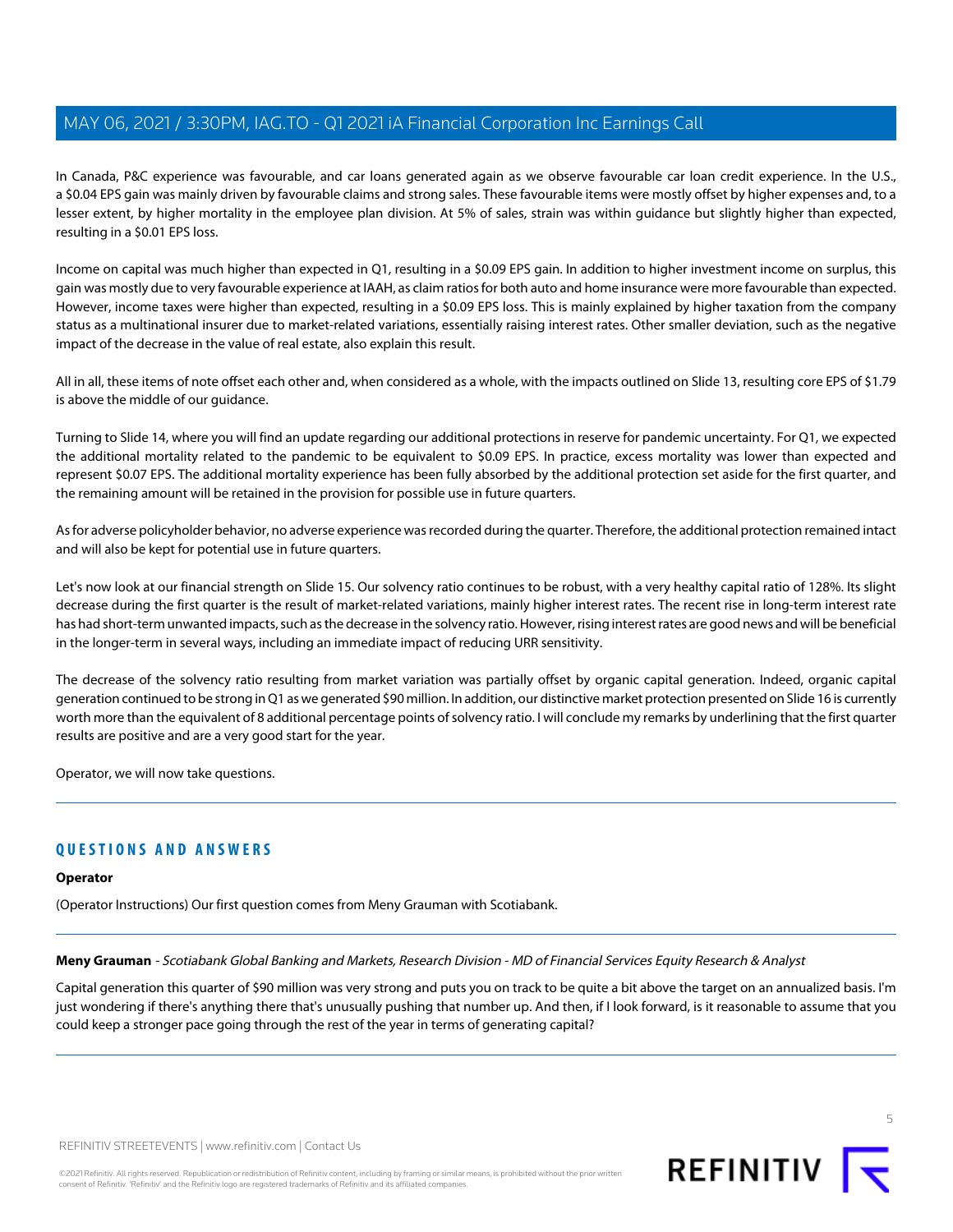In Canada, P&C experience was favourable, and car loans generated again as we observe favourable car loan credit experience. In the U.S., a $0.04 EPS gain was mainly driven by favourable claims and strong sales. These favourable items were mostly offset by higher expenses and, to a lesser extent, by higher mortality in the employee plan division. At 5% of sales, strain was within guidance but slightly higher than expected, resulting in a $0.01 EPS loss.

Income on capital was much higher than expected in Q1, resulting in a $0.09 EPS gain. In addition to higher investment income on surplus, this gain was mostly due to very favourable experience at IAAH, as claim ratios for both auto and home insurance were more favourable than expected. However, income taxes were higher than expected, resulting in a $0.09 EPS loss. This is mainly explained by higher taxation from the company status as a multinational insurer due to market-related variations, essentially raising interest rates. Other smaller deviation, such as the negative impact of the decrease in the value of real estate, also explain this result.

All in all, these items of note offset each other and, when considered as a whole, with the impacts outlined on Slide 13, resulting core EPS of $1.79 is above the middle of our guidance.

Turning to Slide 14, where you will find an update regarding our additional protections in reserve for pandemic uncertainty. For Q1, we expected the additional mortality related to the pandemic to be equivalent to $0.09 EPS. In practice, excess mortality was lower than expected and represent $0.07 EPS. The additional mortality experience has been fully absorbed by the additional protection set aside for the first quarter, and the remaining amount will be retained in the provision for possible use in future quarters.

As for adverse policyholder behavior, no adverse experience was recorded during the quarter. Therefore, the additional protection remained intact and will also be kept for potential use in future quarters.

Let's now look at our financial strength on Slide 15. Our solvency ratio continues to be robust, with a very healthy capital ratio of 128%. Its slight decrease during the first quarter is the result of market-related variations, mainly higher interest rates. The recent rise in long-term interest rate has had short-term unwanted impacts, such as the decrease in the solvency ratio. However, rising interest rates are good news and will be beneficial in the longer-term in several ways, including an immediate impact of reducing URR sensitivity.

The decrease of the solvency ratio resulting from market variation was partially offset by organic capital generation. Indeed, organic capital generation continued to be strong in Q1 as we generated $90 million. In addition, our distinctive market protection presented on Slide 16 is currently worth more than the equivalent of 8 additional percentage points of solvency ratio. I will conclude my remarks by underlining that the first quarter results are positive and are a very good start for the year.

Operator, we will now take questions.

---

## QUESTIONS AND ANSWERS

**Operator**

(Operator Instructions) Our first question comes from Meny Grauman with Scotiabank.

---

**Meny Grauman** - *Scotiabank Global Banking and Markets, Research Division - MD of Financial Services Equity Research & Analyst*

Capital generation this quarter of $90 million was very strong and puts you on track to be quite a bit above the target on an annualized basis. I'm just wondering if there's anything there that's unusually pushing that number up. And then, if I look forward, is it reasonable to assume that you could keep a stronger pace going through the rest of the year in terms of generating capital?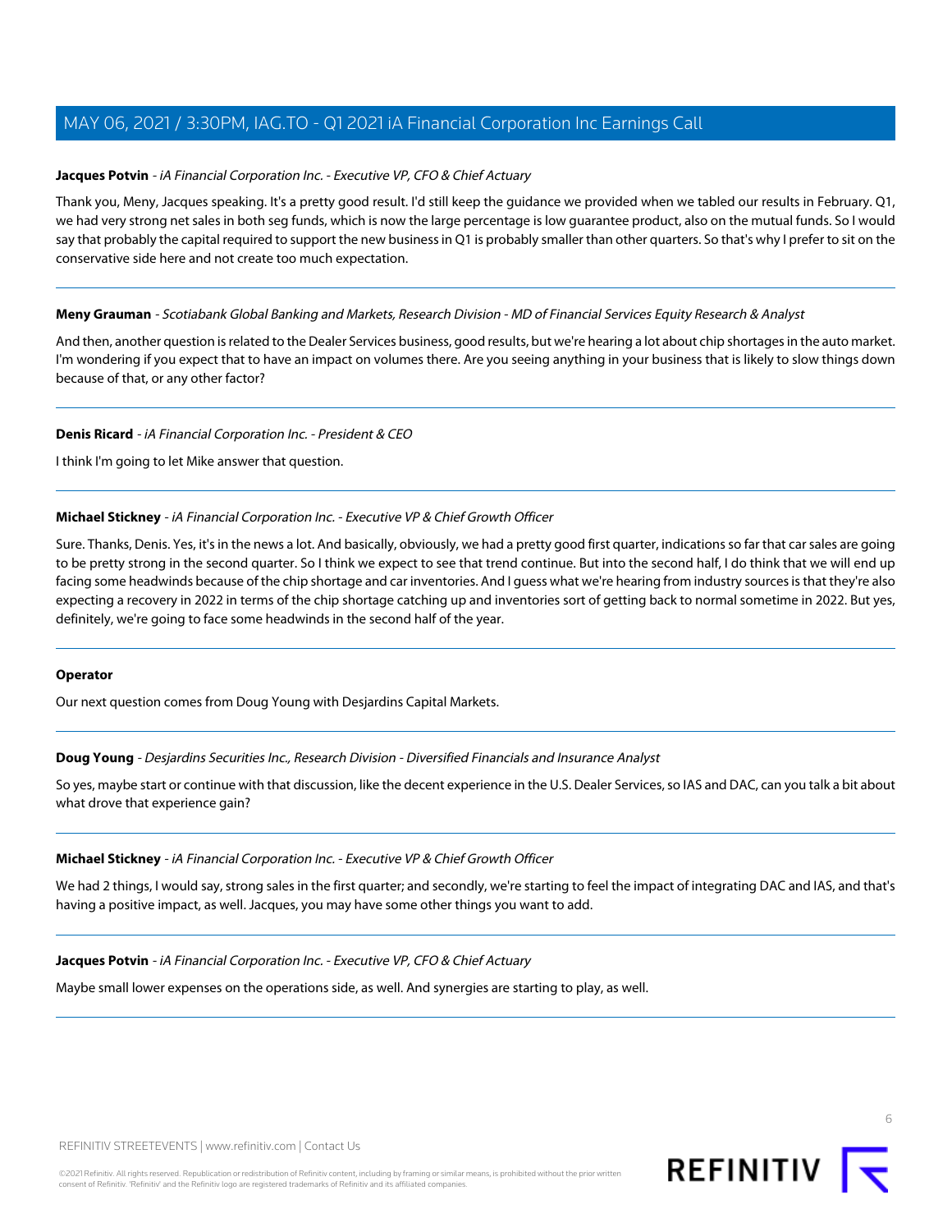**Jacques Potvin** - *iA Financial Corporation Inc. - Executive VP, CFO & Chief Actuary*

Thank you, Meny, Jacques speaking. It's a pretty good result. I'd still keep the guidance we provided when we tabled our results in February. Q1, we had very strong net sales in both seg funds, which is now the large percentage is low guarantee product, also on the mutual funds. So I would say that probably the capital required to support the new business in Q1 is probably smaller than other quarters. So that's why I prefer to sit on the conservative side here and not create too much expectation.

---

**Meny Grauman** - *Scotiabank Global Banking and Markets, Research Division - MD of Financial Services Equity Research & Analyst*

And then, another question is related to the Dealer Services business, good results, but we're hearing a lot about chip shortages in the auto market. I'm wondering if you expect that to have an impact on volumes there. Are you seeing anything in your business that is likely to slow things down because of that, or any other factor?

---

**Denis Ricard** - *iA Financial Corporation Inc. - President & CEO*

I think I'm going to let Mike answer that question.

---

**Michael Stickney** - *iA Financial Corporation Inc. - Executive VP & Chief Growth Officer*

Sure. Thanks, Denis. Yes, it's in the news a lot. And basically, obviously, we had a pretty good first quarter, indications so far that car sales are going to be pretty strong in the second quarter. So I think we expect to see that trend continue. But into the second half, I do think that we will end up facing some headwinds because of the chip shortage and car inventories. And I guess what we're hearing from industry sources is that they're also expecting a recovery in 2022 in terms of the chip shortage catching up and inventories sort of getting back to normal sometime in 2022. But yes, definitely, we're going to face some headwinds in the second half of the year.

---

**Operator**

Our next question comes from Doug Young with Desjardins Capital Markets.

---

**Doug Young** - *Desjardins Securities Inc., Research Division - Diversified Financials and Insurance Analyst*

So yes, maybe start or continue with that discussion, like the decent experience in the U.S. Dealer Services, so IAS and DAC, can you talk a bit about what drove that experience gain?

---

**Michael Stickney** - *iA Financial Corporation Inc. - Executive VP & Chief Growth Officer*

We had 2 things, I would say, strong sales in the first quarter; and secondly, we're starting to feel the impact of integrating DAC and IAS, and that's having a positive impact, as well. Jacques, you may have some other things you want to add.

---

**Jacques Potvin** - *iA Financial Corporation Inc. - Executive VP, CFO & Chief Actuary*

Maybe small lower expenses on the operations side, as well. And synergies are starting to play, as well.

---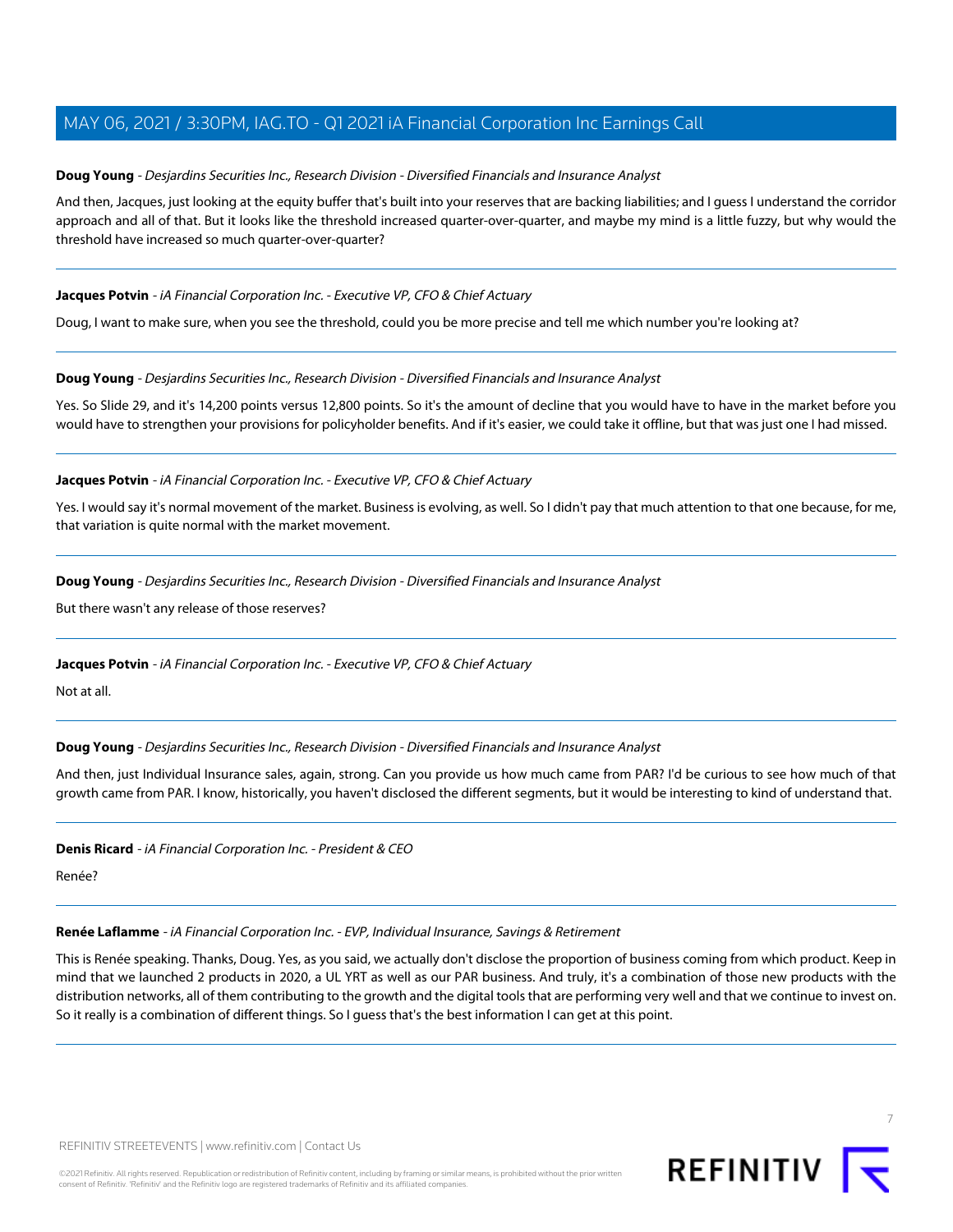**Doug Young** - *Desjardins Securities Inc., Research Division - Diversified Financials and Insurance Analyst*

And then, Jacques, just looking at the equity buffer that's built into your reserves that are backing liabilities; and I guess I understand the corridor approach and all of that. But it looks like the threshold increased quarter-over-quarter, and maybe my mind is a little fuzzy, but why would the threshold have increased so much quarter-over-quarter?

---

**Jacques Potvin** - *iA Financial Corporation Inc. - Executive VP, CFO & Chief Actuary*

Doug, I want to make sure, when you see the threshold, could you be more precise and tell me which number you're looking at?

---

**Doug Young** - *Desjardins Securities Inc., Research Division - Diversified Financials and Insurance Analyst*

Yes. So Slide 29, and it's 14,200 points versus 12,800 points. So it's the amount of decline that you would have to have in the market before you would have to strengthen your provisions for policyholder benefits. And if it's easier, we could take it offline, but that was just one I had missed.

---

**Jacques Potvin** - *iA Financial Corporation Inc. - Executive VP, CFO & Chief Actuary*

Yes. I would say it's normal movement of the market. Business is evolving, as well. So I didn't pay that much attention to that one because, for me, that variation is quite normal with the market movement.

---

**Doug Young** - *Desjardins Securities Inc., Research Division - Diversified Financials and Insurance Analyst*

But there wasn't any release of those reserves?

---

**Jacques Potvin** - *iA Financial Corporation Inc. - Executive VP, CFO & Chief Actuary*

Not at all.

---

**Doug Young** - *Desjardins Securities Inc., Research Division - Diversified Financials and Insurance Analyst*

And then, just Individual Insurance sales, again, strong. Can you provide us how much came from PAR? I'd be curious to see how much of that growth came from PAR. I know, historically, you haven't disclosed the different segments, but it would be interesting to kind of understand that.

---

**Denis Ricard** - *iA Financial Corporation Inc. - President & CEO*

Renée?

---

**Renée Laflamme** - *iA Financial Corporation Inc. - EVP, Individual Insurance, Savings & Retirement*

This is Renée speaking. Thanks, Doug. Yes, as you said, we actually don't disclose the proportion of business coming from which product. Keep in mind that we launched 2 products in 2020, a UL YRT as well as our PAR business. And truly, it's a combination of those new products with the distribution networks, all of them contributing to the growth and the digital tools that are performing very well and that we continue to invest on. So it really is a combination of different things. So I guess that's the best information I can get at this point.

---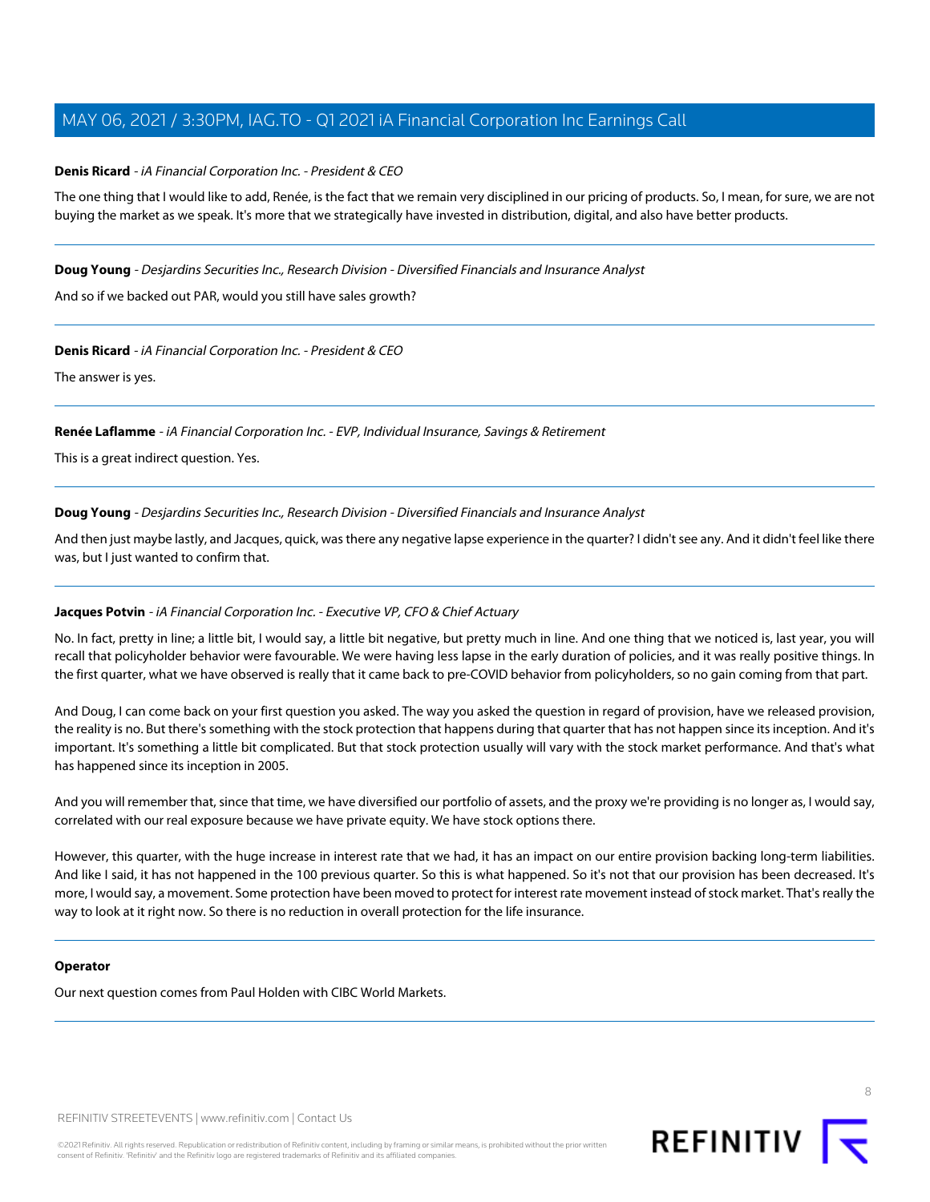**Denis Ricard** - *iA Financial Corporation Inc. - President & CEO*

The one thing that I would like to add, Renée, is the fact that we remain very disciplined in our pricing of products. So, I mean, for sure, we are not buying the market as we speak. It's more that we strategically have invested in distribution, digital, and also have better products.

---

**Doug Young** - *Desjardins Securities Inc., Research Division - Diversified Financials and Insurance Analyst*

And so if we backed out PAR, would you still have sales growth?

---

**Denis Ricard** - *iA Financial Corporation Inc. - President & CEO*

The answer is yes.

---

**Renée Laflamme** - *iA Financial Corporation Inc. - EVP, Individual Insurance, Savings & Retirement*

This is a great indirect question. Yes.

---

**Doug Young** - *Desjardins Securities Inc., Research Division - Diversified Financials and Insurance Analyst*

And then just maybe lastly, and Jacques, quick, was there any negative lapse experience in the quarter? I didn't see any. And it didn't feel like there was, but I just wanted to confirm that.

---

**Jacques Potvin** - *iA Financial Corporation Inc. - Executive VP, CFO & Chief Actuary*

No. In fact, pretty in line; a little bit, I would say, a little bit negative, but pretty much in line. And one thing that we noticed is, last year, you will recall that policyholder behavior were favourable. We were having less lapse in the early duration of policies, and it was really positive things. In the first quarter, what we have observed is really that it came back to pre-COVID behavior from policyholders, so no gain coming from that part.

And Doug, I can come back on your first question you asked. The way you asked the question in regard of provision, have we released provision, the reality is no. But there's something with the stock protection that happens during that quarter that has not happen since its inception. And it's important. It's something a little bit complicated. But that stock protection usually will vary with the stock market performance. And that's what has happened since its inception in 2005.

And you will remember that, since that time, we have diversified our portfolio of assets, and the proxy we're providing is no longer as, I would say, correlated with our real exposure because we have private equity. We have stock options there.

However, this quarter, with the huge increase in interest rate that we had, it has an impact on our entire provision backing long-term liabilities. And like I said, it has not happened in the 100 previous quarter. So this is what happened. So it's not that our provision has been decreased. It's more, I would say, a movement. Some protection have been moved to protect for interest rate movement instead of stock market. That's really the way to look at it right now. So there is no reduction in overall protection for the life insurance.

---

**Operator**

Our next question comes from Paul Holden with CIBC World Markets.

---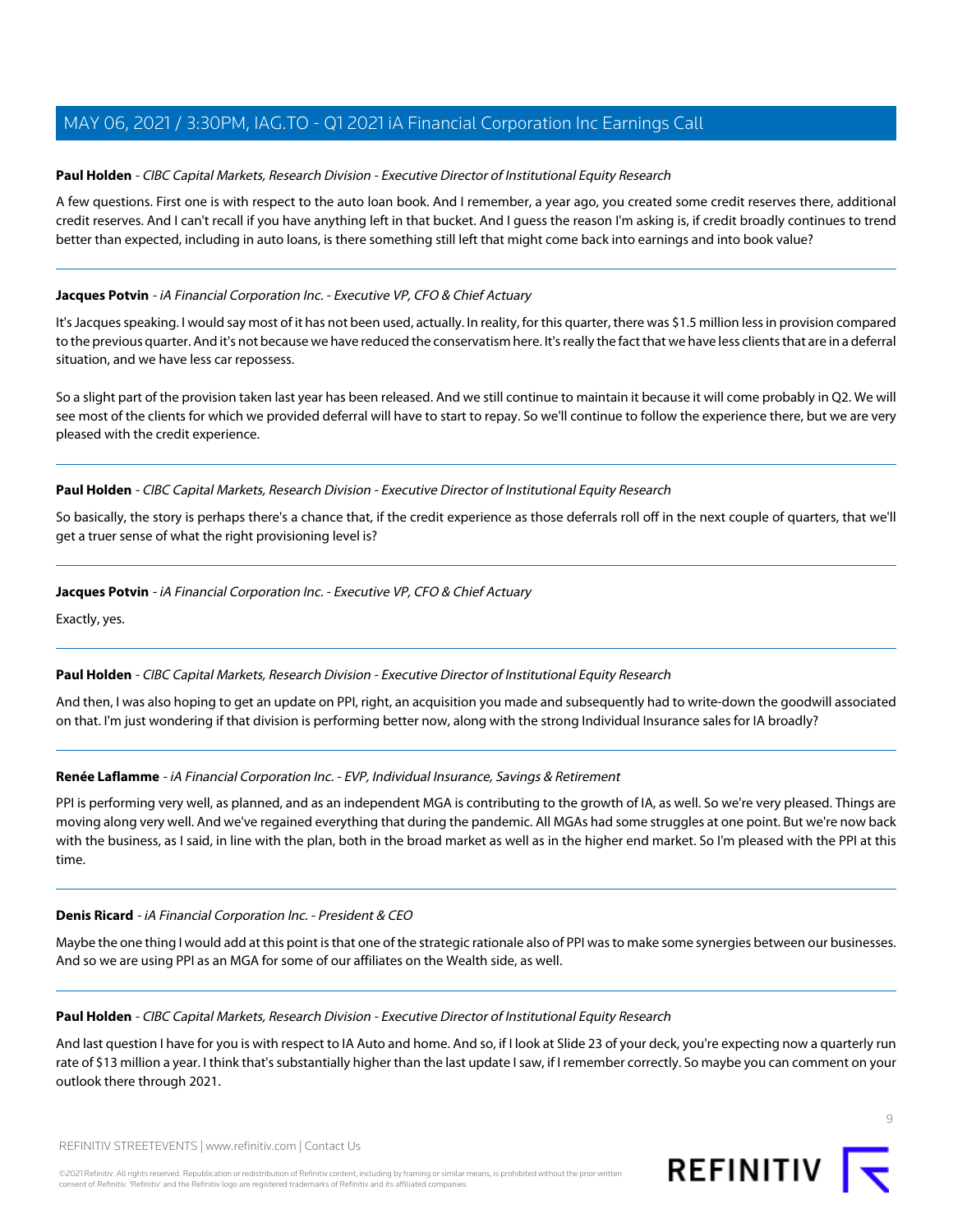**Paul Holden** - *CIBC Capital Markets, Research Division - Executive Director of Institutional Equity Research*

A few questions. First one is with respect to the auto loan book. And I remember, a year ago, you created some credit reserves there, additional credit reserves. And I can't recall if you have anything left in that bucket. And I guess the reason I'm asking is, if credit broadly continues to trend better than expected, including in auto loans, is there something still left that might come back into earnings and into book value?

---

**Jacques Potvin** - *iA Financial Corporation Inc. - Executive VP, CFO & Chief Actuary*

It's Jacques speaking. I would say most of it has not been used, actually. In reality, for this quarter, there was $1.5 million less in provision compared to the previous quarter. And it's not because we have reduced the conservatism here. It's really the fact that we have less clients that are in a deferral situation, and we have less car repossess.

So a slight part of the provision taken last year has been released. And we still continue to maintain it because it will come probably in Q2. We will see most of the clients for which we provided deferral will have to start to repay. So we'll continue to follow the experience there, but we are very pleased with the credit experience.

---

**Paul Holden** - *CIBC Capital Markets, Research Division - Executive Director of Institutional Equity Research*

So basically, the story is perhaps there's a chance that, if the credit experience as those deferrals roll off in the next couple of quarters, that we'll get a truer sense of what the right provisioning level is?

---

**Jacques Potvin** - *iA Financial Corporation Inc. - Executive VP, CFO & Chief Actuary*

Exactly, yes.

---

**Paul Holden** - *CIBC Capital Markets, Research Division - Executive Director of Institutional Equity Research*

And then, I was also hoping to get an update on PPI, right, an acquisition you made and subsequently had to write-down the goodwill associated on that. I'm just wondering if that division is performing better now, along with the strong Individual Insurance sales for IA broadly?

---

**Renée Laflamme** - *iA Financial Corporation Inc. - EVP, Individual Insurance, Savings & Retirement*

PPI is performing very well, as planned, and as an independent MGA is contributing to the growth of IA, as well. So we're very pleased. Things are moving along very well. And we've regained everything that during the pandemic. All MGAs had some struggles at one point. But we're now back with the business, as I said, in line with the plan, both in the broad market as well as in the higher end market. So I'm pleased with the PPI at this time.

---

**Denis Ricard** - *iA Financial Corporation Inc. - President & CEO*

Maybe the one thing I would add at this point is that one of the strategic rationale also of PPI was to make some synergies between our businesses. And so we are using PPI as an MGA for some of our affiliates on the Wealth side, as well.

---

**Paul Holden** - *CIBC Capital Markets, Research Division - Executive Director of Institutional Equity Research*

And last question I have for you is with respect to IA Auto and home. And so, if I look at Slide 23 of your deck, you're expecting now a quarterly run rate of $13 million a year. I think that's substantially higher than the last update I saw, if I remember correctly. So maybe you can comment on your outlook there through 2021.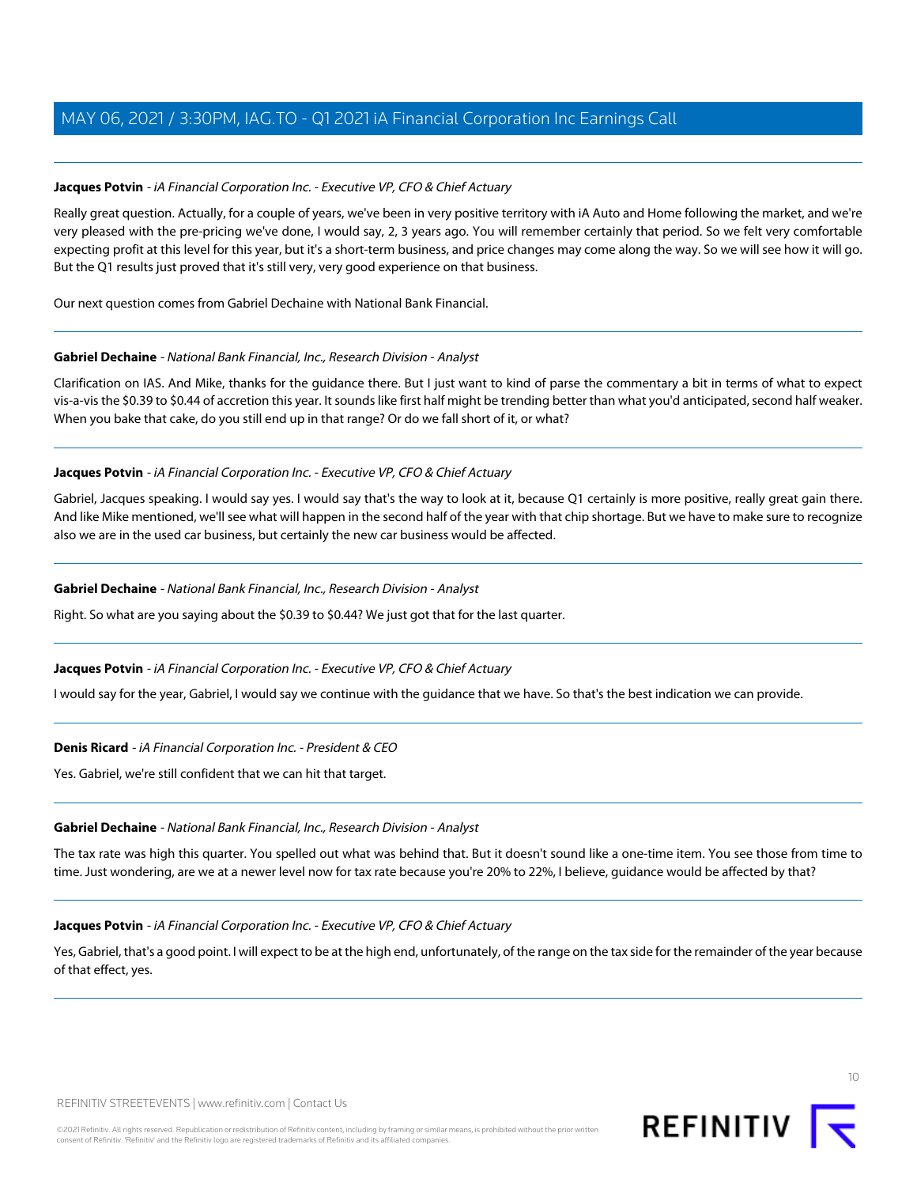**Jacques Potvin** - *iA Financial Corporation Inc. - Executive VP, CFO & Chief Actuary*

Really great question. Actually, for a couple of years, we've been in very positive territory with iA Auto and Home following the market, and we're very pleased with the pre-pricing we've done, I would say, 2, 3 years ago. You will remember certainly that period. So we felt very comfortable expecting profit at this level for this year, but it's a short-term business, and price changes may come along the way. So we will see how it will go. But the Q1 results just proved that it's still very, very good experience on that business.

Our next question comes from Gabriel Dechaine with National Bank Financial.

---

**Gabriel Dechaine** - *National Bank Financial, Inc., Research Division - Analyst*

Clarification on IAS. And Mike, thanks for the guidance there. But I just want to kind of parse the commentary a bit in terms of what to expect vis-a-vis the $0.39 to $0.44 of accretion this year. It sounds like first half might be trending better than what you'd anticipated, second half weaker. When you bake that cake, do you still end up in that range? Or do we fall short of it, or what?

---

**Jacques Potvin** - *iA Financial Corporation Inc. - Executive VP, CFO & Chief Actuary*

Gabriel, Jacques speaking. I would say yes. I would say that's the way to look at it, because Q1 certainly is more positive, really great gain there. And like Mike mentioned, we'll see what will happen in the second half of the year with that chip shortage. But we have to make sure to recognize also we are in the used car business, but certainly the new car business would be affected.

---

**Gabriel Dechaine** - *National Bank Financial, Inc., Research Division - Analyst*

Right. So what are you saying about the $0.39 to $0.44? We just got that for the last quarter.

---

**Jacques Potvin** - *iA Financial Corporation Inc. - Executive VP, CFO & Chief Actuary*

I would say for the year, Gabriel, I would say we continue with the guidance that we have. So that's the best indication we can provide.

---

**Denis Ricard** - *iA Financial Corporation Inc. - President & CEO*

Yes. Gabriel, we're still confident that we can hit that target.

---

**Gabriel Dechaine** - *National Bank Financial, Inc., Research Division - Analyst*

The tax rate was high this quarter. You spelled out what was behind that. But it doesn't sound like a one-time item. You see those from time to time. Just wondering, are we at a newer level now for tax rate because you're 20% to 22%, I believe, guidance would be affected by that?

---

**Jacques Potvin** - *iA Financial Corporation Inc. - Executive VP, CFO & Chief Actuary*

Yes, Gabriel, that's a good point. I will expect to be at the high end, unfortunately, of the range on the tax side for the remainder of the year because of that effect, yes.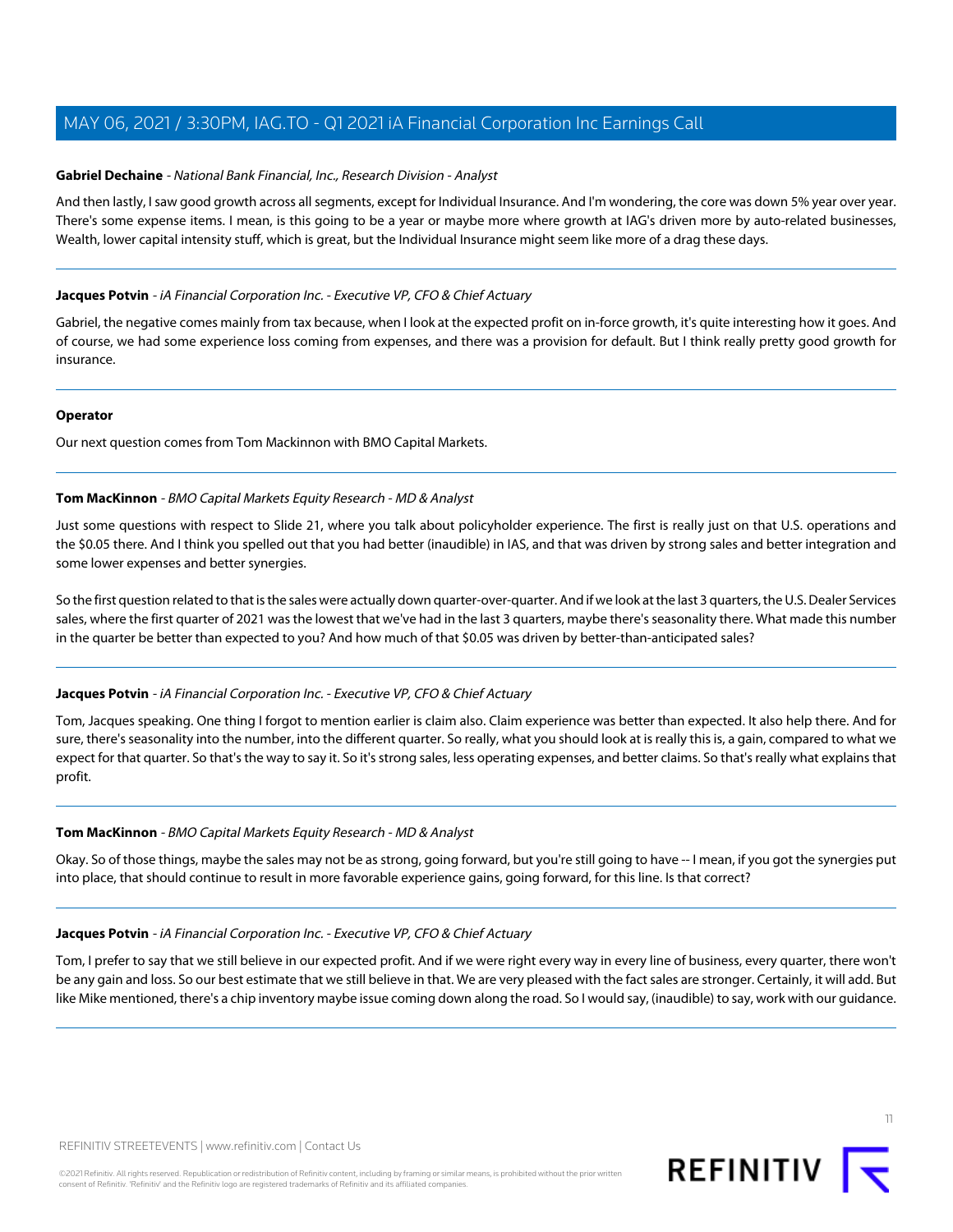**Gabriel Dechaine** - *National Bank Financial, Inc., Research Division - Analyst*

And then lastly, I saw good growth across all segments, except for Individual Insurance. And I'm wondering, the core was down 5% year over year. There's some expense items. I mean, is this going to be a year or maybe more where growth at IAG's driven more by auto-related businesses, Wealth, lower capital intensity stuff, which is great, but the Individual Insurance might seem like more of a drag these days.

---

**Jacques Potvin** - *iA Financial Corporation Inc. - Executive VP, CFO & Chief Actuary*

Gabriel, the negative comes mainly from tax because, when I look at the expected profit on in-force growth, it's quite interesting how it goes. And of course, we had some experience loss coming from expenses, and there was a provision for default. But I think really pretty good growth for insurance.

---

**Operator**

Our next question comes from Tom Mackinnon with BMO Capital Markets.

---

**Tom MacKinnon** - *BMO Capital Markets Equity Research - MD & Analyst*

Just some questions with respect to Slide 21, where you talk about policyholder experience. The first is really just on that U.S. operations and the $0.05 there. And I think you spelled out that you had better (inaudible) in IAS, and that was driven by strong sales and better integration and some lower expenses and better synergies.

So the first question related to that is the sales were actually down quarter-over-quarter. And if we look at the last 3 quarters, the U.S. Dealer Services sales, where the first quarter of 2021 was the lowest that we've had in the last 3 quarters, maybe there's seasonality there. What made this number in the quarter be better than expected to you? And how much of that $0.05 was driven by better-than-anticipated sales?

---

**Jacques Potvin** - *iA Financial Corporation Inc. - Executive VP, CFO & Chief Actuary*

Tom, Jacques speaking. One thing I forgot to mention earlier is claim also. Claim experience was better than expected. It also help there. And for sure, there's seasonality into the number, into the different quarter. So really, what you should look at is really this is, a gain, compared to what we expect for that quarter. So that's the way to say it. So it's strong sales, less operating expenses, and better claims. So that's really what explains that profit.

---

**Tom MacKinnon** - *BMO Capital Markets Equity Research - MD & Analyst*

Okay. So of those things, maybe the sales may not be as strong, going forward, but you're still going to have -- I mean, if you got the synergies put into place, that should continue to result in more favorable experience gains, going forward, for this line. Is that correct?

---

**Jacques Potvin** - *iA Financial Corporation Inc. - Executive VP, CFO & Chief Actuary*

Tom, I prefer to say that we still believe in our expected profit. And if we were right every way in every line of business, every quarter, there won't be any gain and loss. So our best estimate that we still believe in that. We are very pleased with the fact sales are stronger. Certainly, it will add. But like Mike mentioned, there's a chip inventory maybe issue coming down along the road. So I would say, (inaudible) to say, work with our guidance.

---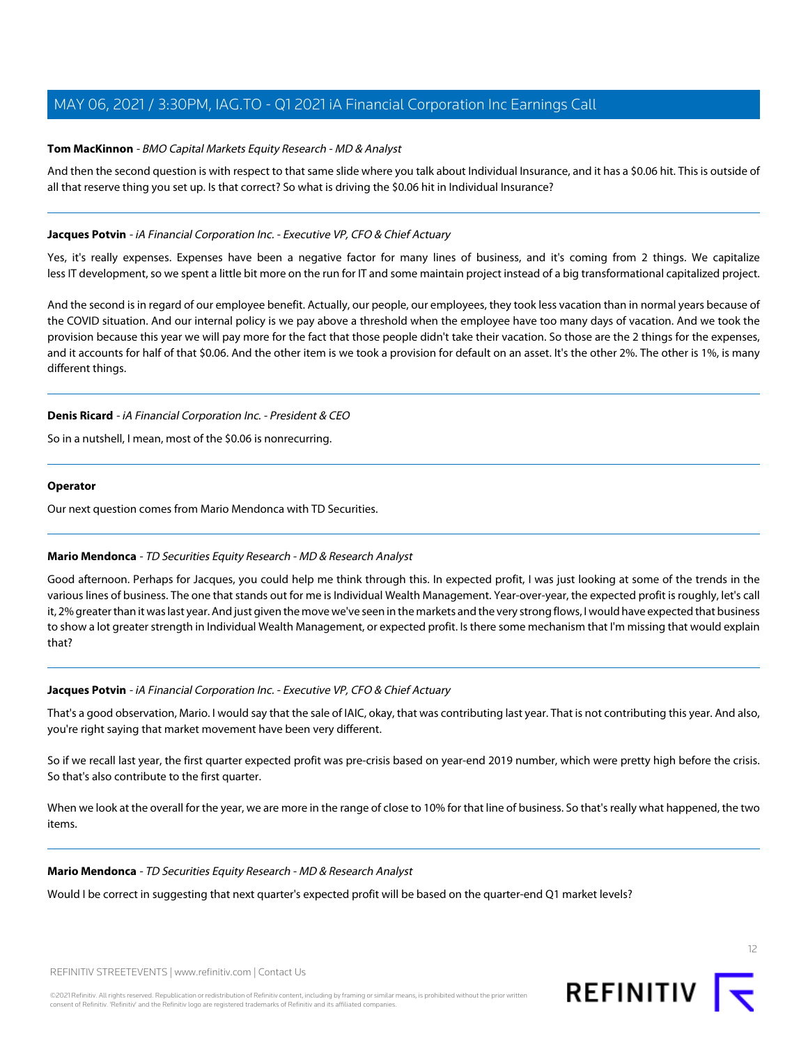**Tom MacKinnon** - *BMO Capital Markets Equity Research - MD & Analyst*

And then the second question is with respect to that same slide where you talk about Individual Insurance, and it has a $0.06 hit. This is outside of all that reserve thing you set up. Is that correct? So what is driving the $0.06 hit in Individual Insurance?

---

**Jacques Potvin** - *iA Financial Corporation Inc. - Executive VP, CFO & Chief Actuary*

Yes, it's really expenses. Expenses have been a negative factor for many lines of business, and it's coming from 2 things. We capitalize less IT development, so we spent a little bit more on the run for IT and some maintain project instead of a big transformational capitalized project.

And the second is in regard of our employee benefit. Actually, our people, our employees, they took less vacation than in normal years because of the COVID situation. And our internal policy is we pay above a threshold when the employee have too many days of vacation. And we took the provision because this year we will pay more for the fact that those people didn't take their vacation. So those are the 2 things for the expenses, and it accounts for half of that $0.06. And the other item is we took a provision for default on an asset. It's the other 2%. The other is 1%, is many different things.

---

**Denis Ricard** - *iA Financial Corporation Inc. - President & CEO*

So in a nutshell, I mean, most of the $0.06 is nonrecurring.

---

**Operator**

Our next question comes from Mario Mendonca with TD Securities.

---

**Mario Mendonca** - *TD Securities Equity Research - MD & Research Analyst*

Good afternoon. Perhaps for Jacques, you could help me think through this. In expected profit, I was just looking at some of the trends in the various lines of business. The one that stands out for me is Individual Wealth Management. Year-over-year, the expected profit is roughly, let's call it, 2% greater than it was last year. And just given the move we've seen in the markets and the very strong flows, I would have expected that business to show a lot greater strength in Individual Wealth Management, or expected profit. Is there some mechanism that I'm missing that would explain that?

---

**Jacques Potvin** - *iA Financial Corporation Inc. - Executive VP, CFO & Chief Actuary*

That's a good observation, Mario. I would say that the sale of IAIC, okay, that was contributing last year. That is not contributing this year. And also, you're right saying that market movement have been very different.

So if we recall last year, the first quarter expected profit was pre-crisis based on year-end 2019 number, which were pretty high before the crisis. So that's also contribute to the first quarter.

When we look at the overall for the year, we are more in the range of close to 10% for that line of business. So that's really what happened, the two items.

---

**Mario Mendonca** - *TD Securities Equity Research - MD & Research Analyst*

Would I be correct in suggesting that next quarter's expected profit will be based on the quarter-end Q1 market levels?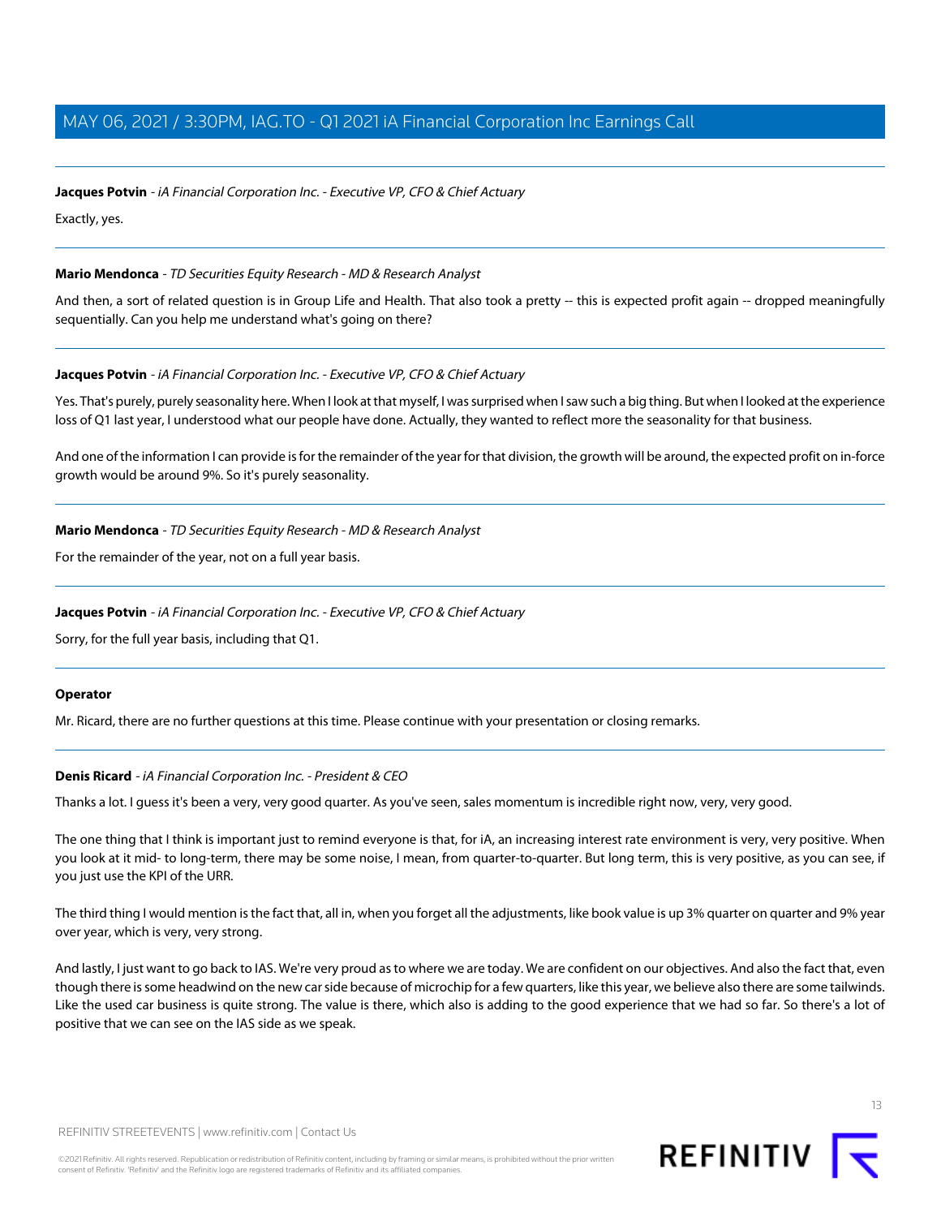**Jacques Potvin** - *iA Financial Corporation Inc. - Executive VP, CFO & Chief Actuary*

Exactly, yes.

---

**Mario Mendonca** - *TD Securities Equity Research - MD & Research Analyst*

And then, a sort of related question is in Group Life and Health. That also took a pretty -- this is expected profit again -- dropped meaningfully sequentially. Can you help me understand what's going on there?

---

**Jacques Potvin** - *iA Financial Corporation Inc. - Executive VP, CFO & Chief Actuary*

Yes. That's purely, purely seasonality here. When I look at that myself, I was surprised when I saw such a big thing. But when I looked at the experience loss of Q1 last year, I understood what our people have done. Actually, they wanted to reflect more the seasonality for that business.

And one of the information I can provide is for the remainder of the year for that division, the growth will be around, the expected profit on in-force growth would be around 9%. So it's purely seasonality.

---

**Mario Mendonca** - *TD Securities Equity Research - MD & Research Analyst*

For the remainder of the year, not on a full year basis.

---

**Jacques Potvin** - *iA Financial Corporation Inc. - Executive VP, CFO & Chief Actuary*

Sorry, for the full year basis, including that Q1.

---

**Operator**

Mr. Ricard, there are no further questions at this time. Please continue with your presentation or closing remarks.

---

**Denis Ricard** - *iA Financial Corporation Inc. - President & CEO*

Thanks a lot. I guess it's been a very, very good quarter. As you've seen, sales momentum is incredible right now, very, very good.

The one thing that I think is important just to remind everyone is that, for iA, an increasing interest rate environment is very, very positive. When you look at it mid- to long-term, there may be some noise, I mean, from quarter-to-quarter. But long term, this is very positive, as you can see, if you just use the KPI of the URR.

The third thing I would mention is the fact that, all in, when you forget all the adjustments, like book value is up 3% quarter on quarter and 9% year over year, which is very, very strong.

And lastly, I just want to go back to IAS. We're very proud as to where we are today. We are confident on our objectives. And also the fact that, even though there is some headwind on the new car side because of microchip for a few quarters, like this year, we believe also there are some tailwinds. Like the used car business is quite strong. The value is there, which also is adding to the good experience that we had so far. So there's a lot of positive that we can see on the IAS side as we speak.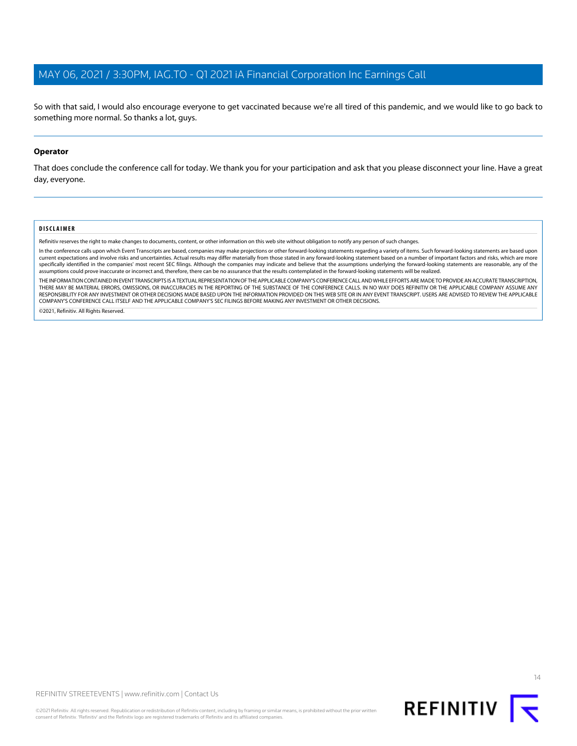So with that said, I would also encourage everyone to get vaccinated because we're all tired of this pandemic, and we would like to go back to something more normal. So thanks a lot, guys.

---

**Operator**

That does conclude the conference call for today. We thank you for your participation and ask that you please disconnect your line. Have a great day, everyone.

---

**DISCLAIMER**

Refinitiv reserves the right to make changes to documents, content, or other information on this web site without obligation to notify any person of such changes.

In the conference calls upon which Event Transcripts are based, companies may make projections or other forward-looking statements regarding a variety of items. Such forward-looking statements are based upon current expectations and involve risks and uncertainties. Actual results may differ materially from those stated in any forward-looking statement based on a number of important factors and risks, which are more specifically identified in the companies' most recent SEC filings. Although the companies may indicate and believe that the assumptions underlying the forward-looking statements are reasonable, any of the assumptions could prove inaccurate or incorrect and, therefore, there can be no assurance that the results contemplated in the forward-looking statements will be realized.

THE INFORMATION CONTAINED IN EVENT TRANSCRIPTS IS A TEXTUAL REPRESENTATION OF THE APPLICABLE COMPANY'S CONFERENCE CALL AND WHILE EFFORTS ARE MADE TO PROVIDE AN ACCURATE TRANSCRIPTION, THERE MAY BE MATERIAL ERRORS, OMISSIONS, OR INACCURACIES IN THE REPORTING OF THE SUBSTANCE OF THE CONFERENCE CALLS. IN NO WAY DOES REFINITIV OR THE APPLICABLE COMPANY ASSUME ANY RESPONSIBILITY FOR ANY INVESTMENT OR OTHER DECISIONS MADE BASED UPON THE INFORMATION PROVIDED ON THIS WEB SITE OR IN ANY EVENT TRANSCRIPT. USERS ARE ADVISED TO REVIEW THE APPLICABLE COMPANY'S CONFERENCE CALL ITSELF AND THE APPLICABLE COMPANY'S SEC FILINGS BEFORE MAKING ANY INVESTMENT OR OTHER DECISIONS.

©2021, Refinitiv. All Rights Reserved.